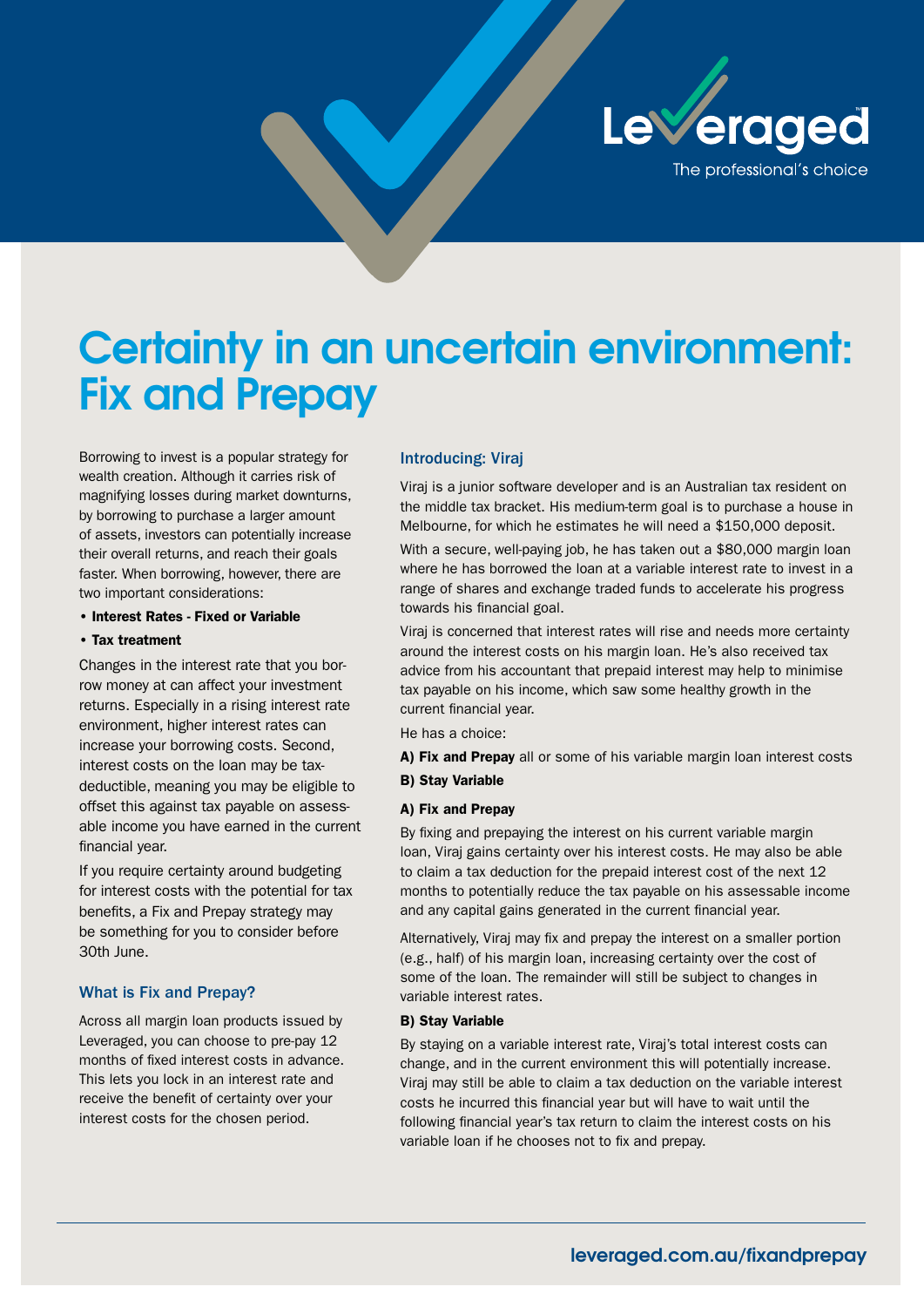Leveraged

The professional's choice

# Certainty in an uncertain environment: Fix and Prepay

Borrowing to invest is a popular strategy for wealth creation. Although it carries risk of magnifying losses during market downturns, by borrowing to purchase a larger amount of assets, investors can potentially increase their overall returns, and reach their goals faster. When borrowing, however, there are two important considerations:

- **Interest Rates - Fixed or Variable**
- **Tax treatment**

Changes in the interest rate that you borrow money at can affect your investment returns. Especially in a rising interest rate environment, higher interest rates can increase your borrowing costs. Second, interest costs on the loan may be tax-deductible, meaning you may be eligible to offset this against tax payable on assessable income you have earned in the current financial year.

If you require certainty around budgeting for interest costs with the potential for tax benefits, a Fix and Prepay strategy may be something for you to consider before 30th June.

## What is Fix and Prepay?

Across all margin loan products issued by Leveraged, you can choose to pre-pay 12 months of fixed interest costs in advance. This lets you lock in an interest rate and receive the benefit of certainty over your interest costs for the chosen period.

## Introducing: Viraj

Viraj is a junior software developer and is an Australian tax resident on the middle tax bracket. His medium-term goal is to purchase a house in Melbourne, for which he estimates he will need a $150,000 deposit.

With a secure, well-paying job, he has taken out a $80,000 margin loan where he has borrowed the loan at a variable interest rate to invest in a range of shares and exchange traded funds to accelerate his progress towards his financial goal.

Viraj is concerned that interest rates will rise and needs more certainty around the interest costs on his margin loan. He's also received tax advice from his accountant that prepaid interest may help to minimise tax payable on his income, which saw some healthy growth in the current financial year.

He has a choice:

**A) Fix and Prepay** all or some of his variable margin loan interest costs

**B) Stay Variable**

### A) Fix and Prepay

By fixing and prepaying the interest on his current variable margin loan, Viraj gains certainty over his interest costs. He may also be able to claim a tax deduction for the prepaid interest cost of the next 12 months to potentially reduce the tax payable on his assessable income and any capital gains generated in the current financial year.

Alternatively, Viraj may fix and prepay the interest on a smaller portion (e.g., half) of his margin loan, increasing certainty over the cost of some of the loan. The remainder will still be subject to changes in variable interest rates.

### B) Stay Variable

By staying on a variable interest rate, Viraj's total interest costs can change, and in the current environment this will potentially increase. Viraj may still be able to claim a tax deduction on the variable interest costs he incurred this financial year but will have to wait until the following financial year's tax return to claim the interest costs on his variable loan if he chooses not to fix and prepay.

leveraged.com.au/fixandprepay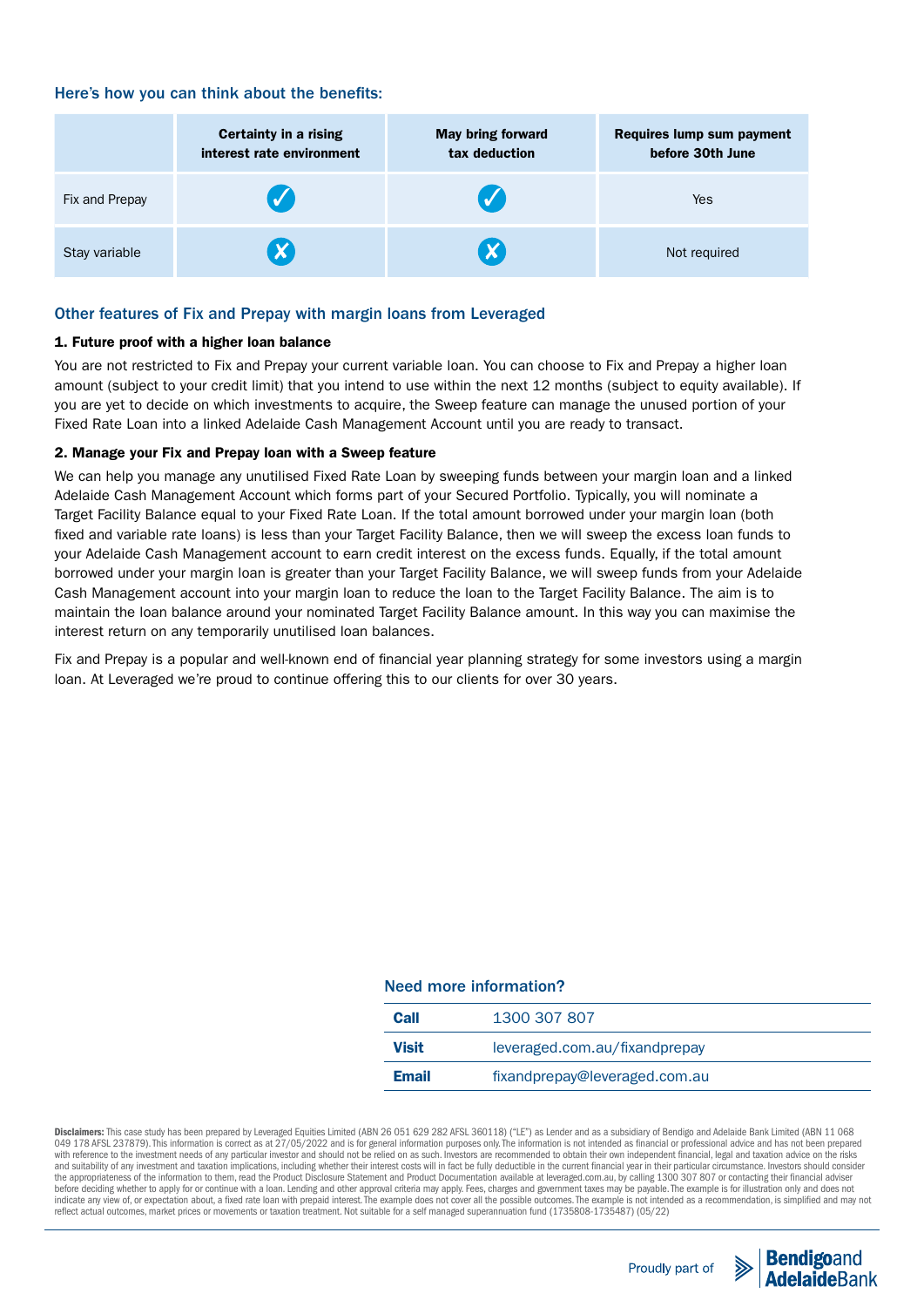### Here's how you can think about the benefits:

| | Certainty in a rising interest rate environment | May bring forward tax deduction | Requires lump sum payment before 30th June |
|---|---|---|---|
| Fix and Prepay | ✓ | ✓ | Yes |
| Stay variable | ✗ | ✗ | Not required |

### Other features of Fix and Prepay with margin loans from Leveraged

**1. Future proof with a higher loan balance**

You are not restricted to Fix and Prepay your current variable loan. You can choose to Fix and Prepay a higher loan amount (subject to your credit limit) that you intend to use within the next 12 months (subject to equity available). If you are yet to decide on which investments to acquire, the Sweep feature can manage the unused portion of your Fixed Rate Loan into a linked Adelaide Cash Management Account until you are ready to transact.

**2. Manage your Fix and Prepay loan with a Sweep feature**

We can help you manage any unutilised Fixed Rate Loan by sweeping funds between your margin loan and a linked Adelaide Cash Management Account which forms part of your Secured Portfolio. Typically, you will nominate a Target Facility Balance equal to your Fixed Rate Loan. If the total amount borrowed under your margin loan (both fixed and variable rate loans) is less than your Target Facility Balance, then we will sweep the excess loan funds to your Adelaide Cash Management account to earn credit interest on the excess funds. Equally, if the total amount borrowed under your margin loan is greater than your Target Facility Balance, we will sweep funds from your Adelaide Cash Management account into your margin loan to reduce the loan to the Target Facility Balance. The aim is to maintain the loan balance around your nominated Target Facility Balance amount. In this way you can maximise the interest return on any temporarily unutilised loan balances.

Fix and Prepay is a popular and well-known end of financial year planning strategy for some investors using a margin loan. At Leveraged we're proud to continue offering this to our clients for over 30 years.

### Need more information?

| | |
|---|---|
| **Call** | 1300 307 807 |
| **Visit** | leveraged.com.au/fixandprepay |
| **Email** | fixandprepay@leveraged.com.au |

**Disclaimers:** This case study has been prepared by Leveraged Equities Limited (ABN 26 051 629 282 AFSL 360118) ("LE") as Lender and as a subsidiary of Bendigo and Adelaide Bank Limited (ABN 11 068 049 178 AFSL 237879). This information is correct as at 27/05/2022 and is for general information purposes only. The information is not intended as financial or professional advice and has not been prepared with reference to the investment needs of any particular investor and should not be relied on as such. Investors are recommended to obtain their own independent financial, legal and taxation advice on the risks and suitability of any investment and taxation implications, including whether their interest costs will in fact be fully deductible in the current financial year in their particular circumstance. Investors should consider the appropriateness of the information to them, read the Product Disclosure Statement and Product Documentation available at leveraged.com.au, by calling 1300 307 807 or contacting their financial adviser before deciding whether to apply for or continue with a loan. Lending and other approval criteria may apply. Fees, charges and government taxes may be payable. The example is for illustration only and does not indicate any view of, or expectation about, a fixed rate loan with prepaid interest. The example does not cover all the possible outcomes. The example is not intended as a recommendation, is simplified and may not reflect actual outcomes, market prices or movements or taxation treatment. Not suitable for a self managed superannuation fund (1735808-1735487) (05/22)

Proudly part of Bendigo and Adelaide Bank